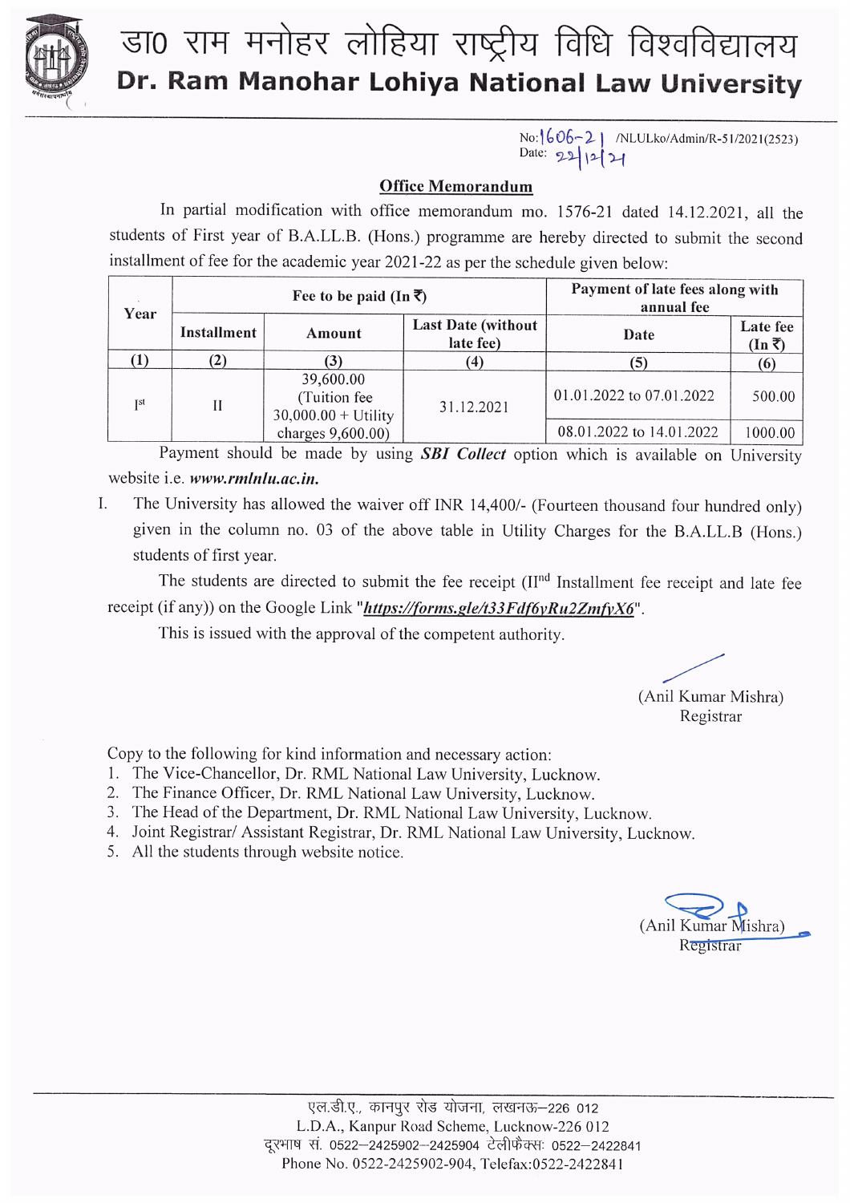# डा0 राम मनोहर लोहिया राष्ट्रीय विधि विश्वविद्यालय
# Dr. Ram Manohar Lohiya National Law University

No: 1606-21 /NLULko/Admin/R-51/2021(2523)
Date: 22/12/21

## Office Memorandum

In partial modification with office memorandum mo. 1576-21 dated 14.12.2021, all the students of First year of B.A.LL.B. (Hons.) programme are hereby directed to submit the second installment of fee for the academic year 2021-22 as per the schedule given below:

| Year | Fee to be paid (In ₹) | | | Payment of late fees along with annual fee | |
|---|---|---|---|---|---|
| | Installment | Amount | Last Date (without late fee) | Date | Late fee (In ₹) |
| (1) | (2) | (3) | (4) | (5) | (6) |
| I[st] | II | 39,600.00 (Tuition fee 30,000.00 + Utility charges 9,600.00) | 31.12.2021 | 01.01.2022 to 07.01.2022 | 500.00 |
| | | | | 08.01.2022 to 14.01.2022 | 1000.00 |

Payment should be made by using ***SBI Collect*** option which is available on University website i.e. ***www.rmlnlu.ac.in.***

I. The University has allowed the waiver off INR 14,400/- (Fourteen thousand four hundred only) given in the column no. 03 of the above table in Utility Charges for the B.A.LL.B (Hons.) students of first year.

The students are directed to submit the fee receipt (II[nd] Installment fee receipt and late fee receipt (if any)) on the Google Link "***https://forms.gle/t33Fdf6yRu2ZmfyX6***".

This is issued with the approval of the competent authority.

(Anil Kumar Mishra)
Registrar

Copy to the following for kind information and necessary action:

1. The Vice-Chancellor, Dr. RML National Law University, Lucknow.
2. The Finance Officer, Dr. RML National Law University, Lucknow.
3. The Head of the Department, Dr. RML National Law University, Lucknow.
4. Joint Registrar/ Assistant Registrar, Dr. RML National Law University, Lucknow.
5. All the students through website notice.

(Anil Kumar Mishra)
Registrar

एल.डी.ए., कानपुर रोड योजना, लखनऊ–226 012
L.D.A., Kanpur Road Scheme, Lucknow-226 012
दूरभाष सं. 0522–2425902–2425904 टेलीफैक्स: 0522–2422841
Phone No. 0522-2425902-904, Telefax:0522-2422841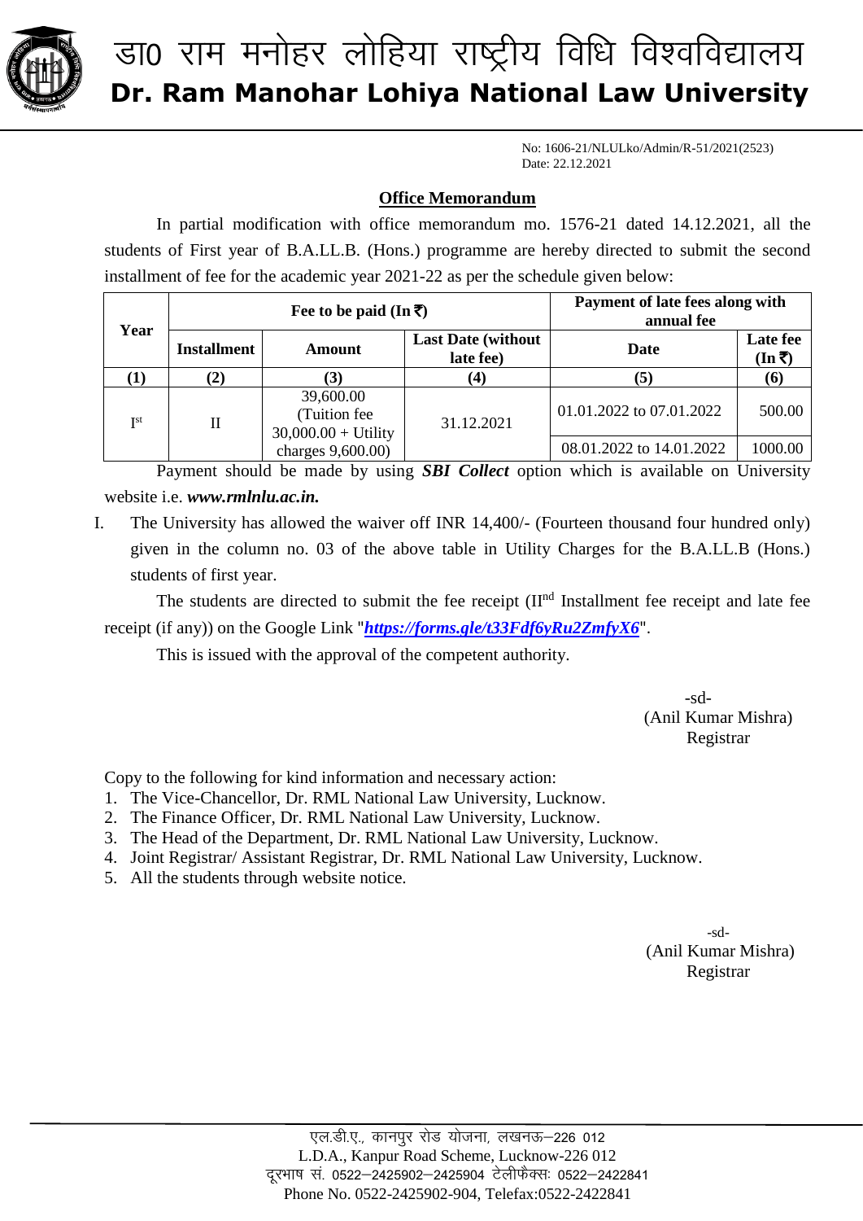# डा0 राम मनोहर लोहिया राष्ट्रीय विधि विश्वविद्यालय
# Dr. Ram Manohar Lohiya National Law University

No: 1606-21/NLULko/Admin/R-51/2021(2523)
Date: 22.12.2021

## Office Memorandum

In partial modification with office memorandum mo. 1576-21 dated 14.12.2021, all the students of First year of B.A.LL.B. (Hons.) programme are hereby directed to submit the second installment of fee for the academic year 2021-22 as per the schedule given below:

| Year | Fee to be paid (In ₹) | | | Payment of late fees along with annual fee | |
|---|---|---|---|---|---|
| | Installment | Amount | Last Date (without late fee) | Date | Late fee (In ₹) |
| (1) | (2) | (3) | (4) | (5) | (6) |
| Ist | II | 39,600.00 (Tuition fee 30,000.00 + Utility charges 9,600.00) | 31.12.2021 | 01.01.2022 to 07.01.2022 | 500.00 |
| | | | | 08.01.2022 to 14.01.2022 | 1000.00 |

Payment should be made by using ***SBI Collect*** option which is available on University website i.e. ***www.rmlnlu.ac.in.***

I. The University has allowed the waiver off INR 14,400/- (Fourteen thousand four hundred only) given in the column no. 03 of the above table in Utility Charges for the B.A.LL.B (Hons.) students of first year.

The students are directed to submit the fee receipt (IInd Installment fee receipt and late fee receipt (if any)) on the Google Link "***https://forms.gle/t33Fdf6yRu2ZmfyX6***".

This is issued with the approval of the competent authority.

-sd-
(Anil Kumar Mishra)
Registrar

Copy to the following for kind information and necessary action:

1. The Vice-Chancellor, Dr. RML National Law University, Lucknow.
2. The Finance Officer, Dr. RML National Law University, Lucknow.
3. The Head of the Department, Dr. RML National Law University, Lucknow.
4. Joint Registrar/ Assistant Registrar, Dr. RML National Law University, Lucknow.
5. All the students through website notice.

-sd-
(Anil Kumar Mishra)
Registrar

एल.डी.ए., कानपुर रोड योजना, लखनऊ–226 012
L.D.A., Kanpur Road Scheme, Lucknow-226 012
दूरभाष सं. 0522–2425902–2425904 टेलीफैक्स: 0522–2422841
Phone No. 0522-2425902-904, Telefax:0522-2422841